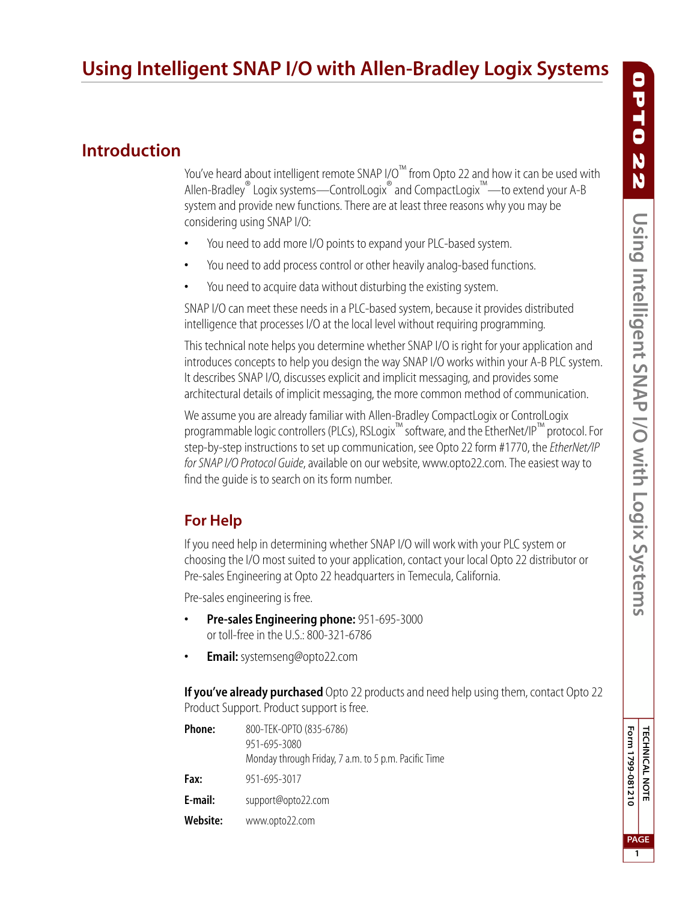# Using Intelligent SNAP I/O with Allen-Bradley Logix Systems

## Introduction

You've heard about intelligent remote SNAP I/O™ from Opto 22 and how it can be used with Allen-Bradley® Logix systems—ControlLogix® and CompactLogix™—to extend your A-B system and provide new functions. There are at least three reasons why you may be considering using SNAP I/O:

- You need to add more I/O points to expand your PLC-based system.
- You need to add process control or other heavily analog-based functions.
- You need to acquire data without disturbing the existing system.

SNAP I/O can meet these needs in a PLC-based system, because it provides distributed intelligence that processes I/O at the local level without requiring programming.

This technical note helps you determine whether SNAP I/O is right for your application and introduces concepts to help you design the way SNAP I/O works within your A-B PLC system. It describes SNAP I/O, discusses explicit and implicit messaging, and provides some architectural details of implicit messaging, the more common method of communication.

We assume you are already familiar with Allen-Bradley CompactLogix or ControlLogix programmable logic controllers (PLCs), RSLogix™ software, and the EtherNet/IP™ protocol. For step-by-step instructions to set up communication, see Opto 22 form #1770, the *EtherNet/IP for SNAP I/O Protocol Guide*, available on our website, www.opto22.com. The easiest way to find the guide is to search on its form number.

### For Help

If you need help in determining whether SNAP I/O will work with your PLC system or choosing the I/O most suited to your application, contact your local Opto 22 distributor or Pre-sales Engineering at Opto 22 headquarters in Temecula, California.

Pre-sales engineering is free.

- **Pre-sales Engineering phone:** 951-695-3000
  or toll-free in the U.S.: 800-321-6786
- **Email:** systemseng@opto22.com

**If you've already purchased** Opto 22 products and need help using them, contact Opto 22 Product Support. Product support is free.

**Phone:** 800-TEK-OPTO (835-6786)
951-695-3080
Monday through Friday, 7 a.m. to 5 p.m. Pacific Time

**Fax:** 951-695-3017

**E-mail:** support@opto22.com

**Website:** www.opto22.com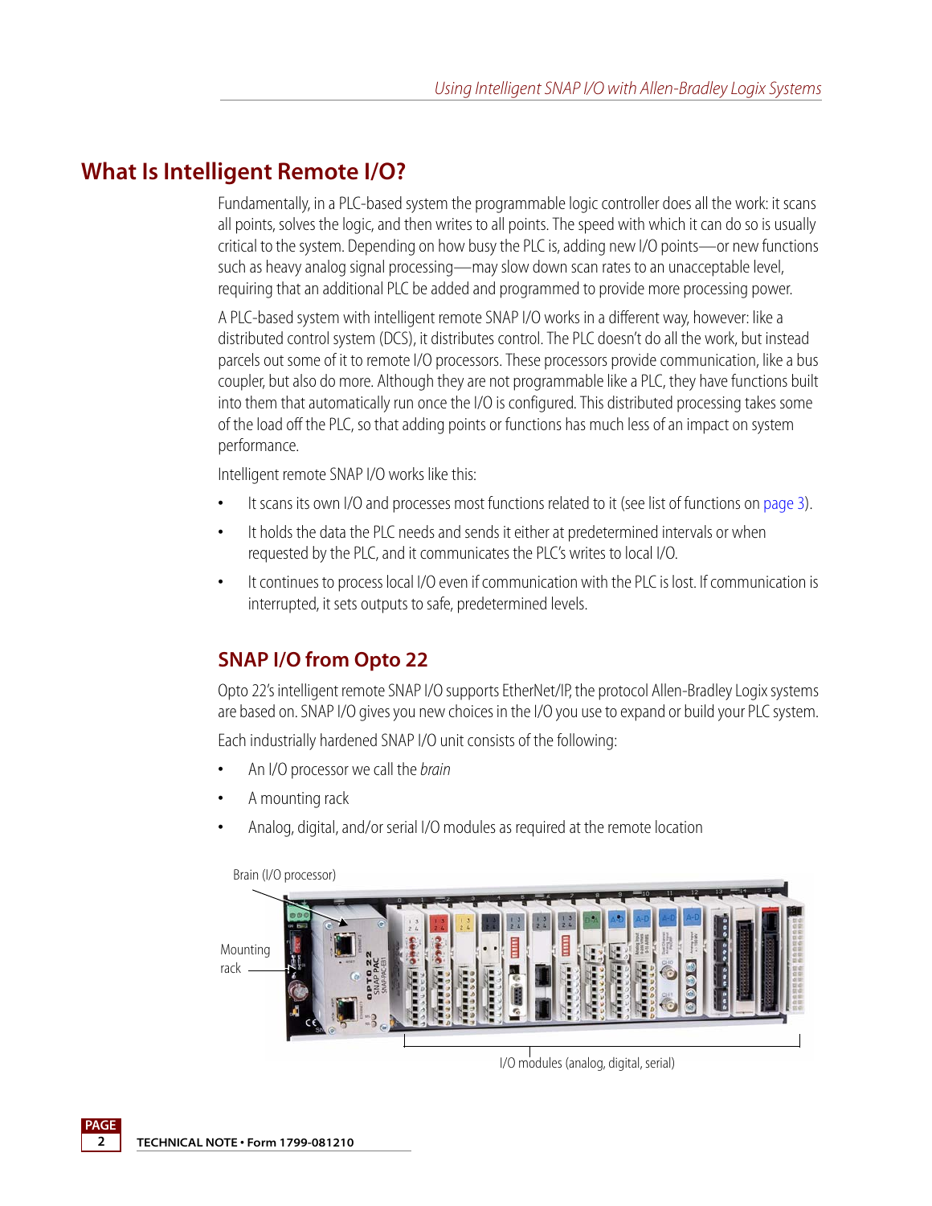## What Is Intelligent Remote I/O?

Fundamentally, in a PLC-based system the programmable logic controller does all the work: it scans all points, solves the logic, and then writes to all points. The speed with which it can do so is usually critical to the system. Depending on how busy the PLC is, adding new I/O points—or new functions such as heavy analog signal processing—may slow down scan rates to an unacceptable level, requiring that an additional PLC be added and programmed to provide more processing power.

A PLC-based system with intelligent remote SNAP I/O works in a different way, however: like a distributed control system (DCS), it distributes control. The PLC doesn't do all the work, but instead parcels out some of it to remote I/O processors. These processors provide communication, like a bus coupler, but also do more. Although they are not programmable like a PLC, they have functions built into them that automatically run once the I/O is configured. This distributed processing takes some of the load off the PLC, so that adding points or functions has much less of an impact on system performance.

Intelligent remote SNAP I/O works like this:

- It scans its own I/O and processes most functions related to it (see list of functions on page 3).
- It holds the data the PLC needs and sends it either at predetermined intervals or when requested by the PLC, and it communicates the PLC's writes to local I/O.
- It continues to process local I/O even if communication with the PLC is lost. If communication is interrupted, it sets outputs to safe, predetermined levels.

### SNAP I/O from Opto 22

Opto 22's intelligent remote SNAP I/O supports EtherNet/IP, the protocol Allen-Bradley Logix systems are based on. SNAP I/O gives you new choices in the I/O you use to expand or build your PLC system.

Each industrially hardened SNAP I/O unit consists of the following:

- An I/O processor we call the *brain*
- A mounting rack
- Analog, digital, and/or serial I/O modules as required at the remote location

Brain (I/O processor)

Mounting rack

I/O modules (analog, digital, serial)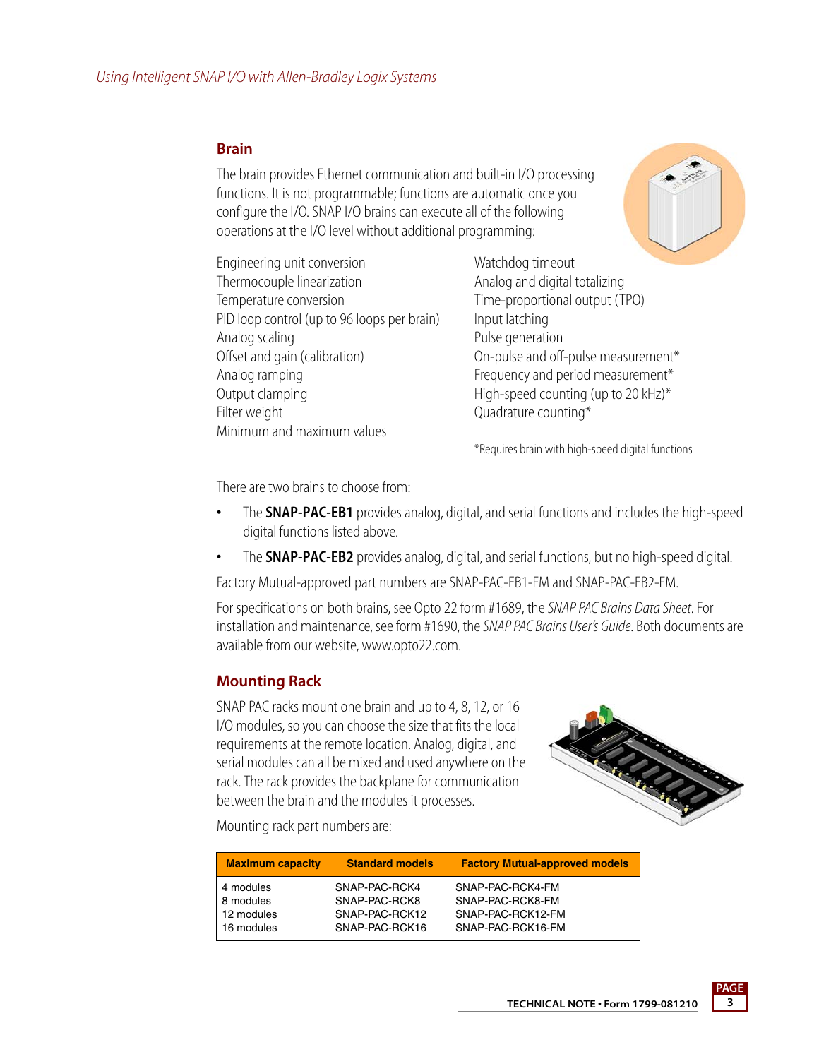## Brain

The brain provides Ethernet communication and built-in I/O processing functions. It is not programmable; functions are automatic once you configure the I/O. SNAP I/O brains can execute all of the following operations at the I/O level without additional programming:

- Engineering unit conversion
- Thermocouple linearization
- Temperature conversion
- PID loop control (up to 96 loops per brain)
- Analog scaling
- Offset and gain (calibration)
- Analog ramping
- Output clamping
- Filter weight
- Minimum and maximum values
- Watchdog timeout
- Analog and digital totalizing
- Time-proportional output (TPO)
- Input latching
- Pulse generation
- On-pulse and off-pulse measurement*
- Frequency and period measurement*
- High-speed counting (up to 20 kHz)*
- Quadrature counting*

*Requires brain with high-speed digital functions

There are two brains to choose from:

- The **SNAP-PAC-EB1** provides analog, digital, and serial functions and includes the high-speed digital functions listed above.
- The **SNAP-PAC-EB2** provides analog, digital, and serial functions, but no high-speed digital.

Factory Mutual-approved part numbers are SNAP-PAC-EB1-FM and SNAP-PAC-EB2-FM.

For specifications on both brains, see Opto 22 form #1689, the *SNAP PAC Brains Data Sheet*. For installation and maintenance, see form #1690, the *SNAP PAC Brains User's Guide*. Both documents are available from our website, www.opto22.com.

## Mounting Rack

SNAP PAC racks mount one brain and up to 4, 8, 12, or 16 I/O modules, so you can choose the size that fits the local requirements at the remote location. Analog, digital, and serial modules can all be mixed and used anywhere on the rack. The rack provides the backplane for communication between the brain and the modules it processes.

Mounting rack part numbers are:

| Maximum capacity | Standard models | Factory Mutual-approved models |
|---|---|---|
| 4 modules | SNAP-PAC-RCK4 | SNAP-PAC-RCK4-FM |
| 8 modules | SNAP-PAC-RCK8 | SNAP-PAC-RCK8-FM |
| 12 modules | SNAP-PAC-RCK12 | SNAP-PAC-RCK12-FM |
| 16 modules | SNAP-PAC-RCK16 | SNAP-PAC-RCK16-FM |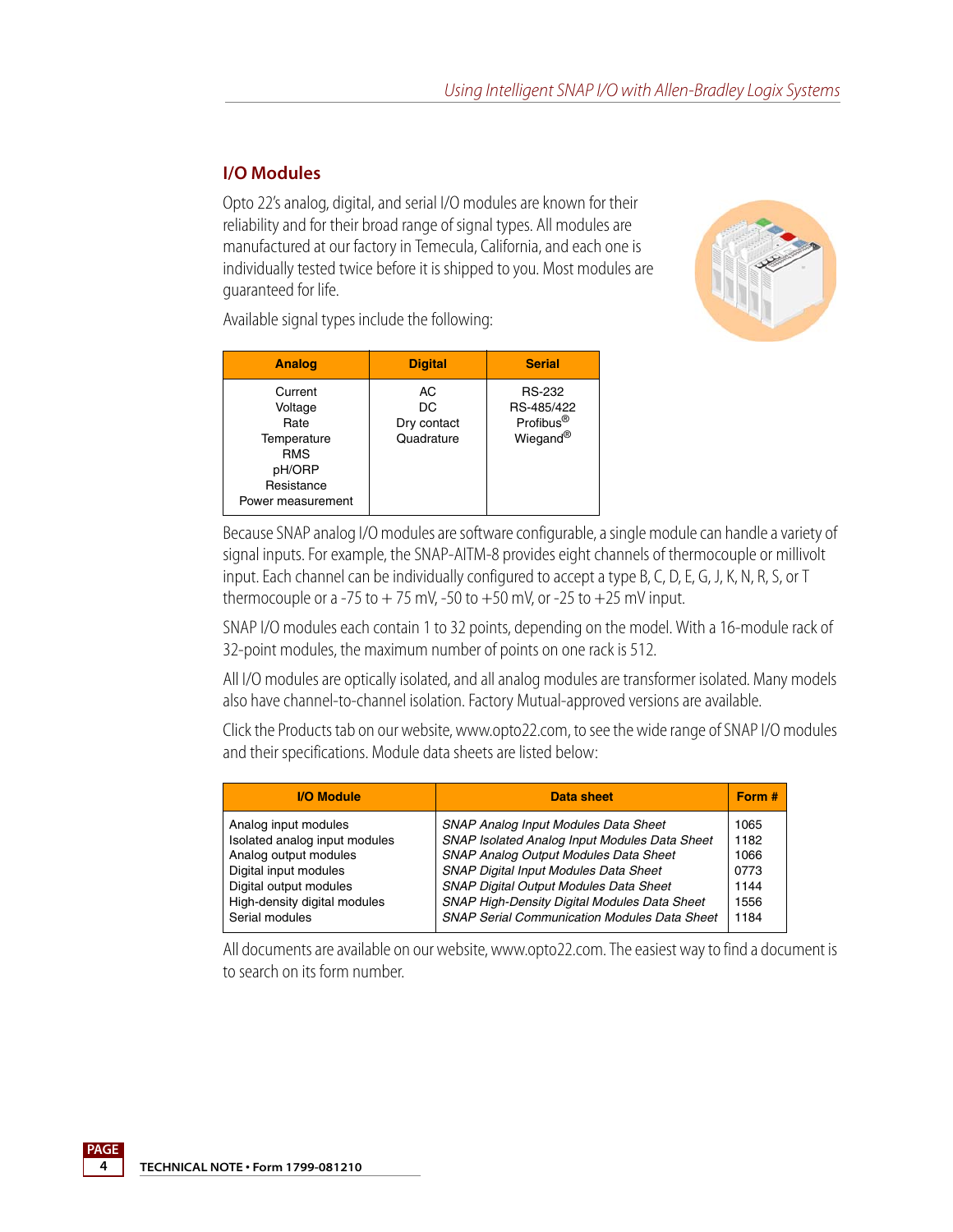## I/O Modules

Opto 22's analog, digital, and serial I/O modules are known for their reliability and for their broad range of signal types. All modules are manufactured at our factory in Temecula, California, and each one is individually tested twice before it is shipped to you. Most modules are guaranteed for life.

Available signal types include the following:

| Analog | Digital | Serial |
|---|---|---|
| Current<br>Voltage<br>Rate<br>Temperature<br>RMS<br>pH/ORP<br>Resistance<br>Power measurement | AC<br>DC<br>Dry contact<br>Quadrature | RS-232<br>RS-485/422<br>Profibus®<br>Wiegand® |

Because SNAP analog I/O modules are software configurable, a single module can handle a variety of signal inputs. For example, the SNAP-AITM-8 provides eight channels of thermocouple or millivolt input. Each channel can be individually configured to accept a type B, C, D, E, G, J, K, N, R, S, or T thermocouple or a -75 to + 75 mV, -50 to +50 mV, or -25 to +25 mV input.

SNAP I/O modules each contain 1 to 32 points, depending on the model. With a 16-module rack of 32-point modules, the maximum number of points on one rack is 512.

All I/O modules are optically isolated, and all analog modules are transformer isolated. Many models also have channel-to-channel isolation. Factory Mutual-approved versions are available.

Click the Products tab on our website, www.opto22.com, to see the wide range of SNAP I/O modules and their specifications. Module data sheets are listed below:

| I/O Module | Data sheet | Form # |
|---|---|---|
| Analog input modules | *SNAP Analog Input Modules Data Sheet* | 1065 |
| Isolated analog input modules | *SNAP Isolated Analog Input Modules Data Sheet* | 1182 |
| Analog output modules | *SNAP Analog Output Modules Data Sheet* | 1066 |
| Digital input modules | *SNAP Digital Input Modules Data Sheet* | 0773 |
| Digital output modules | *SNAP Digital Output Modules Data Sheet* | 1144 |
| High-density digital modules | *SNAP High-Density Digital Modules Data Sheet* | 1556 |
| Serial modules | *SNAP Serial Communication Modules Data Sheet* | 1184 |

All documents are available on our website, www.opto22.com. The easiest way to find a document is to search on its form number.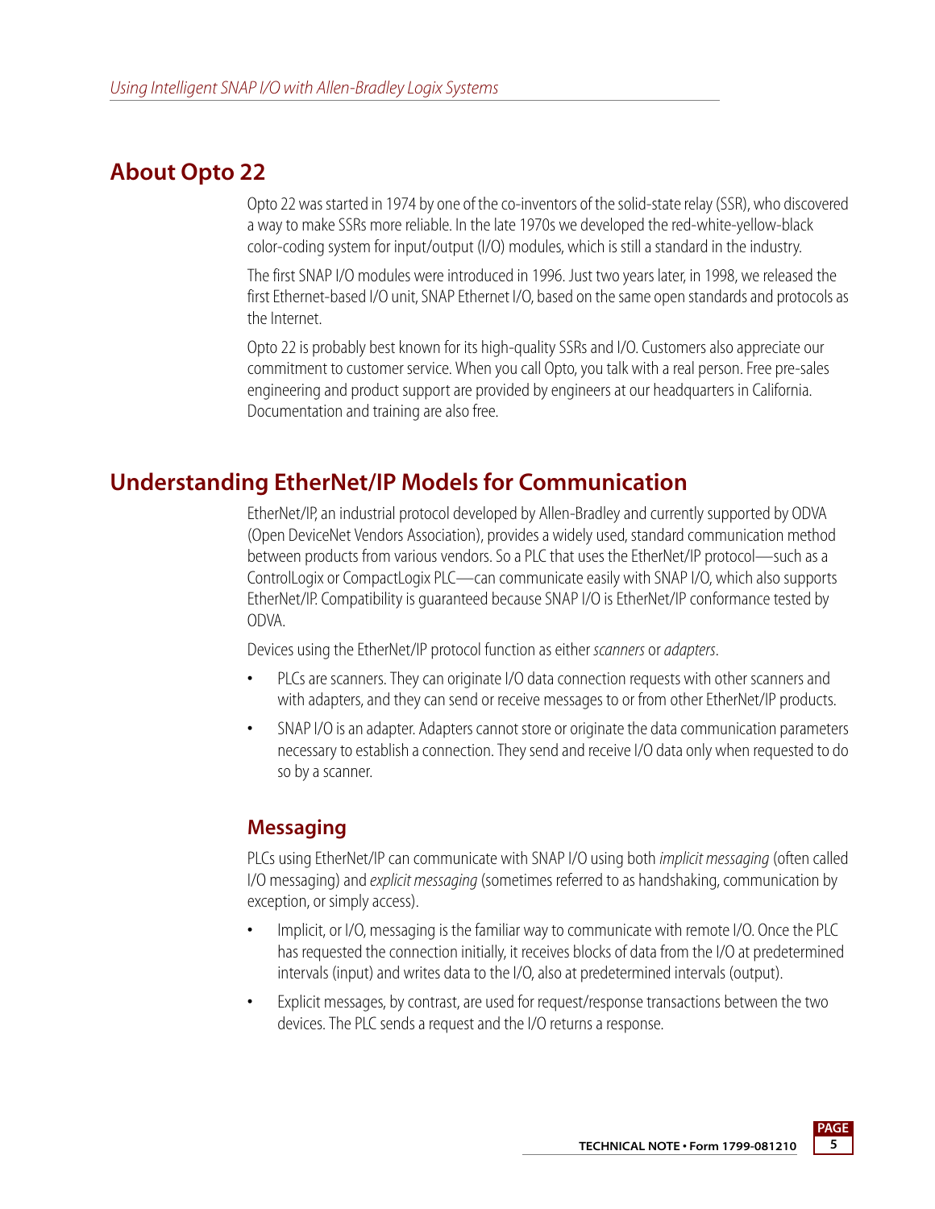## About Opto 22

Opto 22 was started in 1974 by one of the co-inventors of the solid-state relay (SSR), who discovered a way to make SSRs more reliable. In the late 1970s we developed the red-white-yellow-black color-coding system for input/output (I/O) modules, which is still a standard in the industry.

The first SNAP I/O modules were introduced in 1996. Just two years later, in 1998, we released the first Ethernet-based I/O unit, SNAP Ethernet I/O, based on the same open standards and protocols as the Internet.

Opto 22 is probably best known for its high-quality SSRs and I/O. Customers also appreciate our commitment to customer service. When you call Opto, you talk with a real person. Free pre-sales engineering and product support are provided by engineers at our headquarters in California. Documentation and training are also free.

## Understanding EtherNet/IP Models for Communication

EtherNet/IP, an industrial protocol developed by Allen-Bradley and currently supported by ODVA (Open DeviceNet Vendors Association), provides a widely used, standard communication method between products from various vendors. So a PLC that uses the EtherNet/IP protocol—such as a ControlLogix or CompactLogix PLC—can communicate easily with SNAP I/O, which also supports EtherNet/IP. Compatibility is guaranteed because SNAP I/O is EtherNet/IP conformance tested by ODVA.

Devices using the EtherNet/IP protocol function as either *scanners* or *adapters*.

- PLCs are scanners. They can originate I/O data connection requests with other scanners and with adapters, and they can send or receive messages to or from other EtherNet/IP products.
- SNAP I/O is an adapter. Adapters cannot store or originate the data communication parameters necessary to establish a connection. They send and receive I/O data only when requested to do so by a scanner.

### Messaging

PLCs using EtherNet/IP can communicate with SNAP I/O using both *implicit messaging* (often called I/O messaging) and *explicit messaging* (sometimes referred to as handshaking, communication by exception, or simply access).

- Implicit, or I/O, messaging is the familiar way to communicate with remote I/O. Once the PLC has requested the connection initially, it receives blocks of data from the I/O at predetermined intervals (input) and writes data to the I/O, also at predetermined intervals (output).
- Explicit messages, by contrast, are used for request/response transactions between the two devices. The PLC sends a request and the I/O returns a response.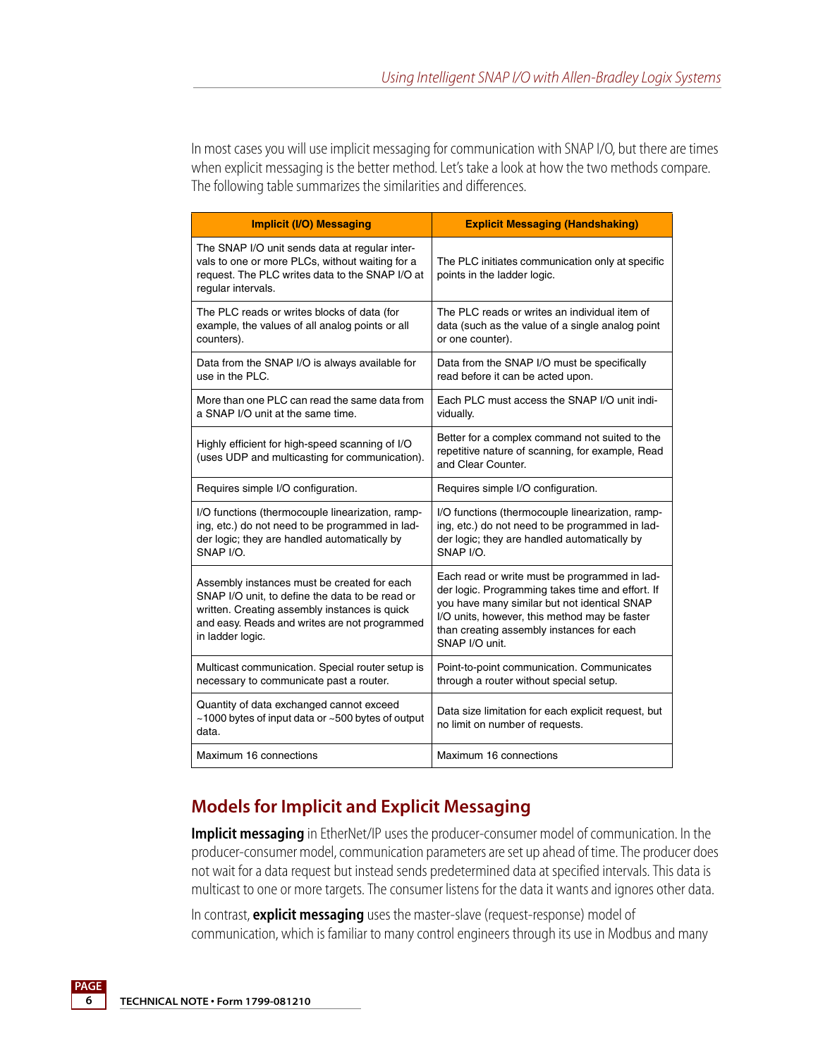In most cases you will use implicit messaging for communication with SNAP I/O, but there are times when explicit messaging is the better method. Let's take a look at how the two methods compare. The following table summarizes the similarities and differences.

| Implicit (I/O) Messaging | Explicit Messaging (Handshaking) |
| --- | --- |
| The SNAP I/O unit sends data at regular intervals to one or more PLCs, without waiting for a request. The PLC writes data to the SNAP I/O at regular intervals. | The PLC initiates communication only at specific points in the ladder logic. |
| The PLC reads or writes blocks of data (for example, the values of all analog points or all counters). | The PLC reads or writes an individual item of data (such as the value of a single analog point or one counter). |
| Data from the SNAP I/O is always available for use in the PLC. | Data from the SNAP I/O must be specifically read before it can be acted upon. |
| More than one PLC can read the same data from a SNAP I/O unit at the same time. | Each PLC must access the SNAP I/O unit individually. |
| Highly efficient for high-speed scanning of I/O (uses UDP and multicasting for communication). | Better for a complex command not suited to the repetitive nature of scanning, for example, Read and Clear Counter. |
| Requires simple I/O configuration. | Requires simple I/O configuration. |
| I/O functions (thermocouple linearization, ramping, etc.) do not need to be programmed in ladder logic; they are handled automatically by SNAP I/O. | I/O functions (thermocouple linearization, ramping, etc.) do not need to be programmed in ladder logic; they are handled automatically by SNAP I/O. |
| Assembly instances must be created for each SNAP I/O unit, to define the data to be read or written. Creating assembly instances is quick and easy. Reads and writes are not programmed in ladder logic. | Each read or write must be programmed in ladder logic. Programming takes time and effort. If you have many similar but not identical SNAP I/O units, however, this method may be faster than creating assembly instances for each SNAP I/O unit. |
| Multicast communication. Special router setup is necessary to communicate past a router. | Point-to-point communication. Communicates through a router without special setup. |
| Quantity of data exchanged cannot exceed ~1000 bytes of input data or ~500 bytes of output data. | Data size limitation for each explicit request, but no limit on number of requests. |
| Maximum 16 connections | Maximum 16 connections |

## Models for Implicit and Explicit Messaging

**Implicit messaging** in EtherNet/IP uses the producer-consumer model of communication. In the producer-consumer model, communication parameters are set up ahead of time. The producer does not wait for a data request but instead sends predetermined data at specified intervals. This data is multicast to one or more targets. The consumer listens for the data it wants and ignores other data.

In contrast, **explicit messaging** uses the master-slave (request-response) model of communication, which is familiar to many control engineers through its use in Modbus and many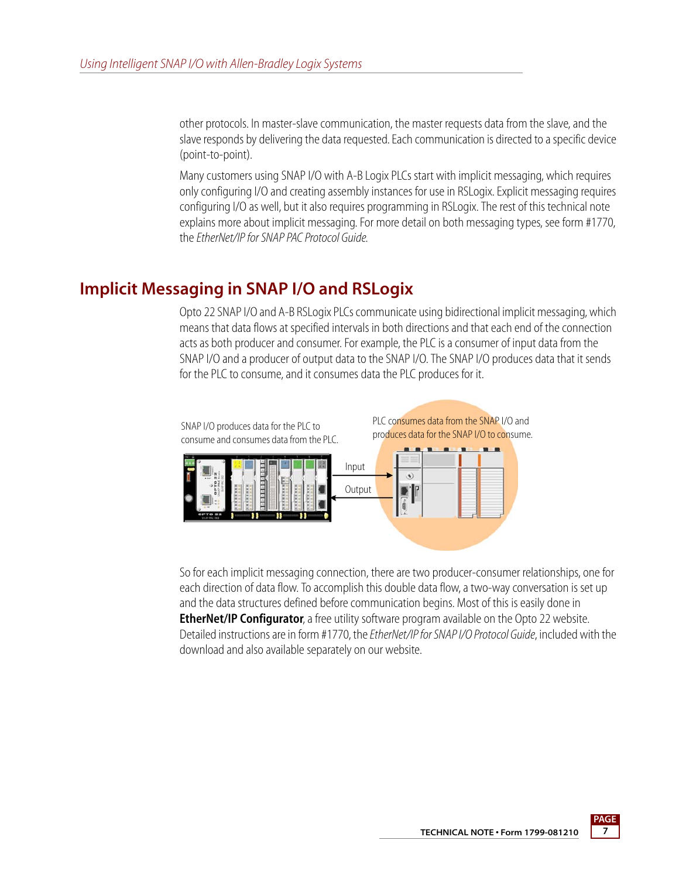other protocols. In master-slave communication, the master requests data from the slave, and the slave responds by delivering the data requested. Each communication is directed to a specific device (point-to-point).

Many customers using SNAP I/O with A-B Logix PLCs start with implicit messaging, which requires only configuring I/O and creating assembly instances for use in RSLogix. Explicit messaging requires configuring I/O as well, but it also requires programming in RSLogix. The rest of this technical note explains more about implicit messaging. For more detail on both messaging types, see form #1770, the *EtherNet/IP for SNAP PAC Protocol Guide.*

## Implicit Messaging in SNAP I/O and RSLogix

Opto 22 SNAP I/O and A-B RSLogix PLCs communicate using bidirectional implicit messaging, which means that data flows at specified intervals in both directions and that each end of the connection acts as both producer and consumer. For example, the PLC is a consumer of input data from the SNAP I/O and a producer of output data to the SNAP I/O. The SNAP I/O produces data that it sends for the PLC to consume, and it consumes data the PLC produces for it.

SNAP I/O produces data for the PLC to consume and consumes data from the PLC.

PLC consumes data from the SNAP I/O and produces data for the SNAP I/O to consume.

Input

Output

So for each implicit messaging connection, there are two producer-consumer relationships, one for each direction of data flow. To accomplish this double data flow, a two-way conversation is set up and the data structures defined before communication begins. Most of this is easily done in **EtherNet/IP Configurator**, a free utility software program available on the Opto 22 website. Detailed instructions are in form #1770, the *EtherNet/IP for SNAP I/O Protocol Guide*, included with the download and also available separately on our website.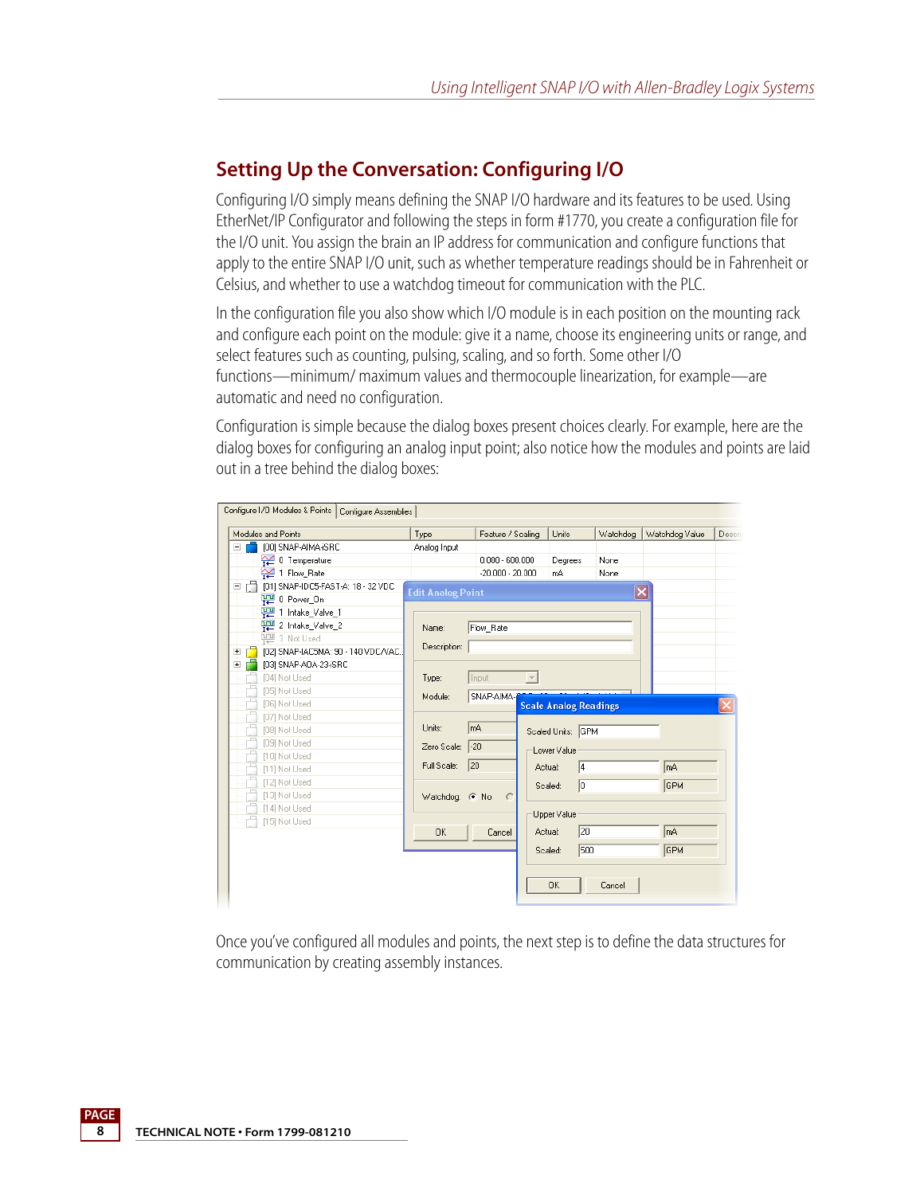## Setting Up the Conversation: Configuring I/O

Configuring I/O simply means defining the SNAP I/O hardware and its features to be used. Using EtherNet/IP Configurator and following the steps in form #1770, you create a configuration file for the I/O unit. You assign the brain an IP address for communication and configure functions that apply to the entire SNAP I/O unit, such as whether temperature readings should be in Fahrenheit or Celsius, and whether to use a watchdog timeout for communication with the PLC.

In the configuration file you also show which I/O module is in each position on the mounting rack and configure each point on the module: give it a name, choose its engineering units or range, and select features such as counting, pulsing, scaling, and so forth. Some other I/O functions—minimum/ maximum values and thermocouple linearization, for example—are automatic and need no configuration.

Configuration is simple because the dialog boxes present choices clearly. For example, here are the dialog boxes for configuring an analog input point; also notice how the modules and points are laid out in a tree behind the dialog boxes:

Once you've configured all modules and points, the next step is to define the data structures for communication by creating assembly instances.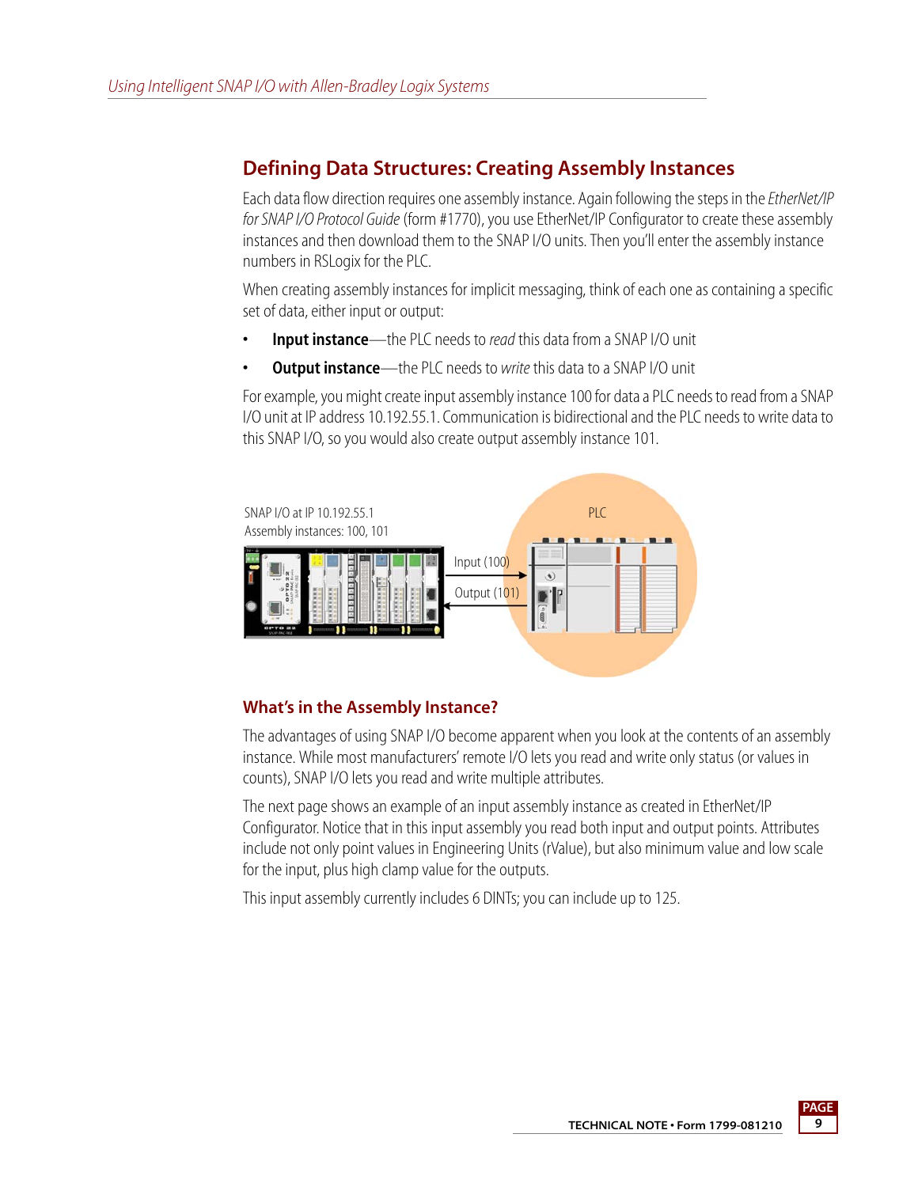## Defining Data Structures: Creating Assembly Instances

Each data flow direction requires one assembly instance. Again following the steps in the *EtherNet/IP for SNAP I/O Protocol Guide* (form #1770), you use EtherNet/IP Configurator to create these assembly instances and then download them to the SNAP I/O units. Then you'll enter the assembly instance numbers in RSLogix for the PLC.

When creating assembly instances for implicit messaging, think of each one as containing a specific set of data, either input or output:

- **Input instance**—the PLC needs to *read* this data from a SNAP I/O unit
- **Output instance**—the PLC needs to *write* this data to a SNAP I/O unit

For example, you might create input assembly instance 100 for data a PLC needs to read from a SNAP I/O unit at IP address 10.192.55.1. Communication is bidirectional and the PLC needs to write data to this SNAP I/O, so you would also create output assembly instance 101.

SNAP I/O at IP 10.192.55.1
Assembly instances: 100, 101

Input (100)

Output (101)

PLC

### What's in the Assembly Instance?

The advantages of using SNAP I/O become apparent when you look at the contents of an assembly instance. While most manufacturers' remote I/O lets you read and write only status (or values in counts), SNAP I/O lets you read and write multiple attributes.

The next page shows an example of an input assembly instance as created in EtherNet/IP Configurator. Notice that in this input assembly you read both input and output points. Attributes include not only point values in Engineering Units (rValue), but also minimum value and low scale for the input, plus high clamp value for the outputs.

This input assembly currently includes 6 DINTs; you can include up to 125.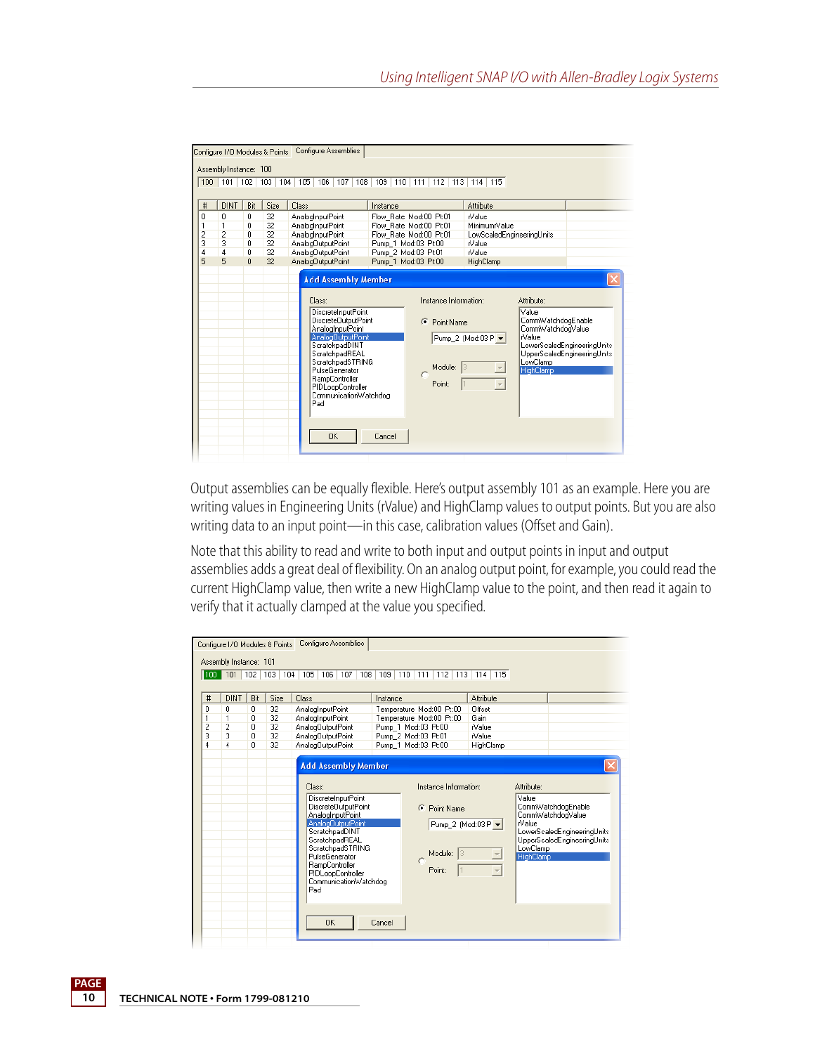Output assemblies can be equally flexible. Here's output assembly 101 as an example. Here you are writing values in Engineering Units (rValue) and HighClamp values to output points. But you are also writing data to an input point—in this case, calibration values (Offset and Gain).

Note that this ability to read and write to both input and output points in input and output assemblies adds a great deal of flexibility. On an analog output point, for example, you could read the current HighClamp value, then write a new HighClamp value to the point, and then read it again to verify that it actually clamped at the value you specified.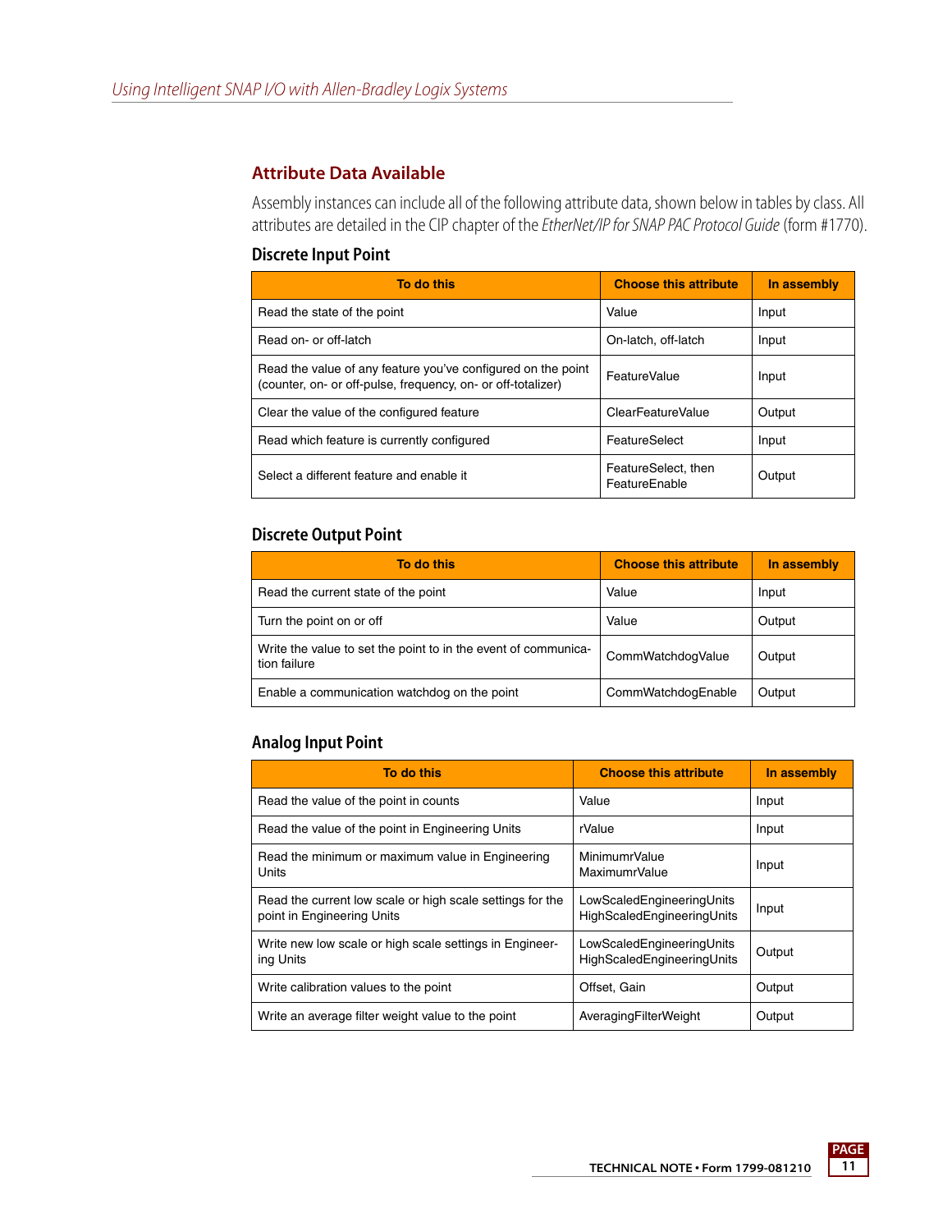## Attribute Data Available

Assembly instances can include all of the following attribute data, shown below in tables by class. All attributes are detailed in the CIP chapter of the *EtherNet/IP for SNAP PAC Protocol Guide* (form #1770).

### Discrete Input Point

| To do this | Choose this attribute | In assembly |
|---|---|---|
| Read the state of the point | Value | Input |
| Read on- or off-latch | On-latch, off-latch | Input |
| Read the value of any feature you've configured on the point (counter, on- or off-pulse, frequency, on- or off-totalizer) | FeatureValue | Input |
| Clear the value of the configured feature | ClearFeatureValue | Output |
| Read which feature is currently configured | FeatureSelect | Input |
| Select a different feature and enable it | FeatureSelect, then FeatureEnable | Output |

### Discrete Output Point

| To do this | Choose this attribute | In assembly |
|---|---|---|
| Read the current state of the point | Value | Input |
| Turn the point on or off | Value | Output |
| Write the value to set the point to in the event of communication failure | CommWatchdogValue | Output |
| Enable a communication watchdog on the point | CommWatchdogEnable | Output |

### Analog Input Point

| To do this | Choose this attribute | In assembly |
|---|---|---|
| Read the value of the point in counts | Value | Input |
| Read the value of the point in Engineering Units | rValue | Input |
| Read the minimum or maximum value in Engineering Units | MinimumrValue MaximumrValue | Input |
| Read the current low scale or high scale settings for the point in Engineering Units | LowScaledEngineeringUnits HighScaledEngineeringUnits | Input |
| Write new low scale or high scale settings in Engineering Units | LowScaledEngineeringUnits HighScaledEngineeringUnits | Output |
| Write calibration values to the point | Offset, Gain | Output |
| Write an average filter weight value to the point | AveragingFilterWeight | Output |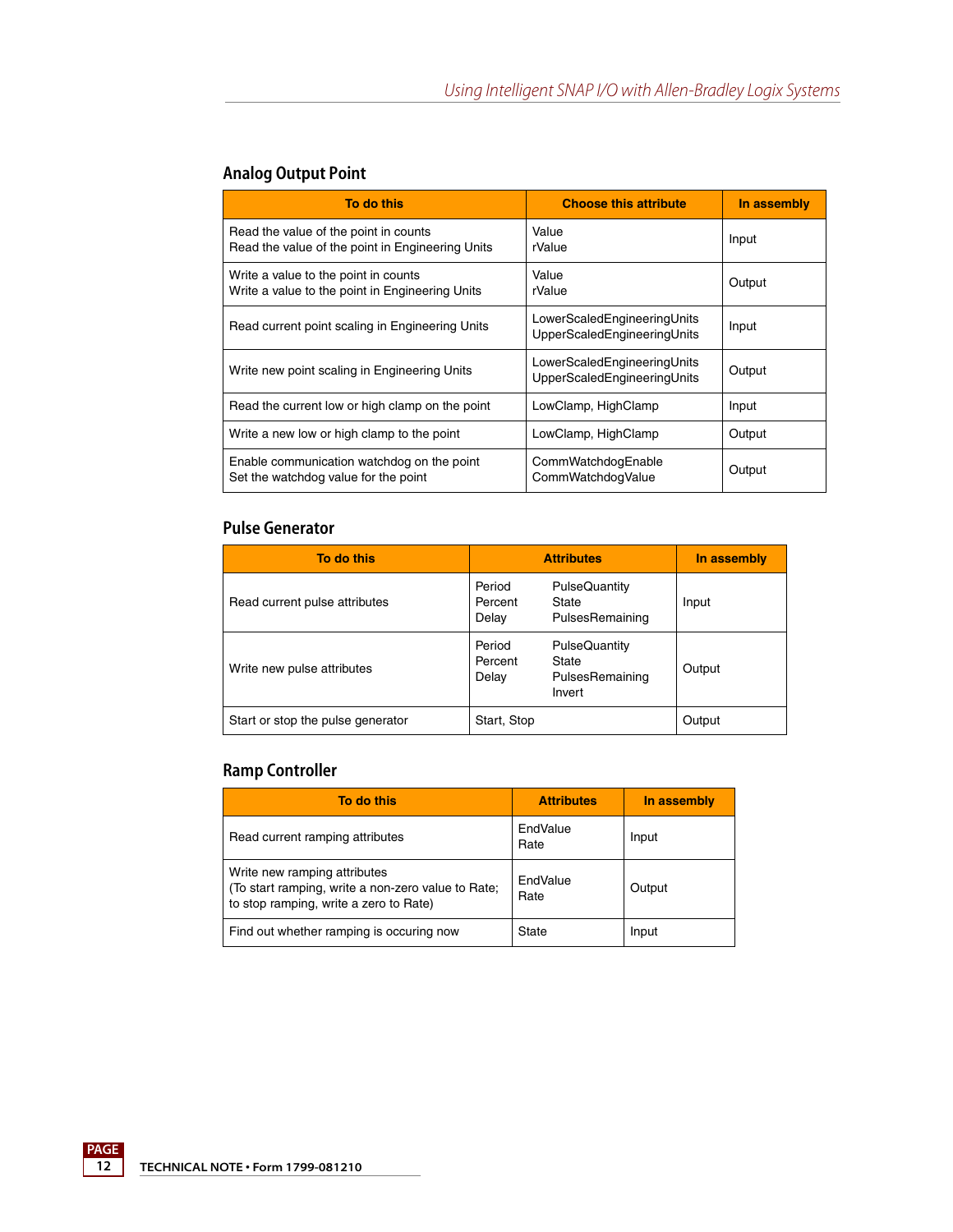## Analog Output Point

| To do this | Choose this attribute | In assembly |
|---|---|---|
| Read the value of the point in counts<br>Read the value of the point in Engineering Units | Value<br>rValue | Input |
| Write a value to the point in counts<br>Write a value to the point in Engineering Units | Value<br>rValue | Output |
| Read current point scaling in Engineering Units | LowerScaledEngineeringUnits<br>UpperScaledEngineeringUnits | Input |
| Write new point scaling in Engineering Units | LowerScaledEngineeringUnits<br>UpperScaledEngineeringUnits | Output |
| Read the current low or high clamp on the point | LowClamp, HighClamp | Input |
| Write a new low or high clamp to the point | LowClamp, HighClamp | Output |
| Enable communication watchdog on the point<br>Set the watchdog value for the point | CommWatchdogEnable<br>CommWatchdogValue | Output |

## Pulse Generator

| To do this | Attributes | In assembly |
|---|---|---|
| Read current pulse attributes | Period, Percent, Delay, PulseQuantity, State, PulsesRemaining | Input |
| Write new pulse attributes | Period, Percent, Delay, PulseQuantity, State, PulsesRemaining, Invert | Output |
| Start or stop the pulse generator | Start, Stop | Output |

## Ramp Controller

| To do this | Attributes | In assembly |
|---|---|---|
| Read current ramping attributes | EndValue<br>Rate | Input |
| Write new ramping attributes<br>(To start ramping, write a non-zero value to Rate; to stop ramping, write a zero to Rate) | EndValue<br>Rate | Output |
| Find out whether ramping is occuring now | State | Input |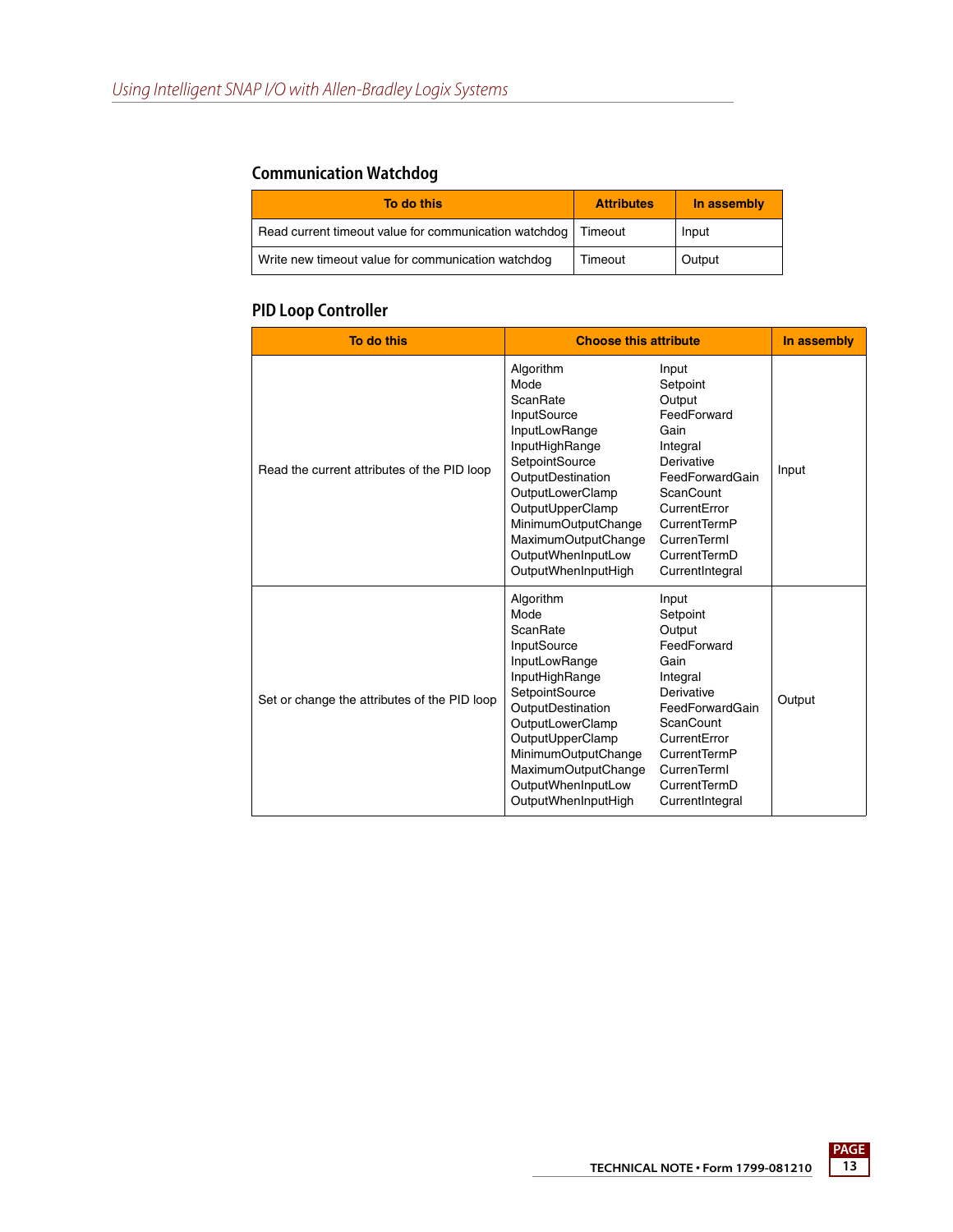## Communication Watchdog

| To do this | Attributes | In assembly |
| --- | --- | --- |
| Read current timeout value for communication watchdog | Timeout | Input |
| Write new timeout value for communication watchdog | Timeout | Output |

## PID Loop Controller

| To do this | Choose this attribute | | In assembly |
| --- | --- | --- | --- |
| Read the current attributes of the PID loop | Algorithm<br>Mode<br>ScanRate<br>InputSource<br>InputLowRange<br>InputHighRange<br>SetpointSource<br>OutputDestination<br>OutputLowerClamp<br>OutputUpperClamp<br>MinimumOutputChange<br>MaximumOutputChange<br>OutputWhenInputLow<br>OutputWhenInputHigh | Input<br>Setpoint<br>Output<br>FeedForward<br>Gain<br>Integral<br>Derivative<br>FeedForwardGain<br>ScanCount<br>CurrentError<br>CurrentTermP<br>CurrenTermI<br>CurrentTermD<br>CurrentIntegral | Input |
| Set or change the attributes of the PID loop | Algorithm<br>Mode<br>ScanRate<br>InputSource<br>InputLowRange<br>InputHighRange<br>SetpointSource<br>OutputDestination<br>OutputLowerClamp<br>OutputUpperClamp<br>MinimumOutputChange<br>MaximumOutputChange<br>OutputWhenInputLow<br>OutputWhenInputHigh | Input<br>Setpoint<br>Output<br>FeedForward<br>Gain<br>Integral<br>Derivative<br>FeedForwardGain<br>ScanCount<br>CurrentError<br>CurrentTermP<br>CurrenTermI<br>CurrentTermD<br>CurrentIntegral | Output |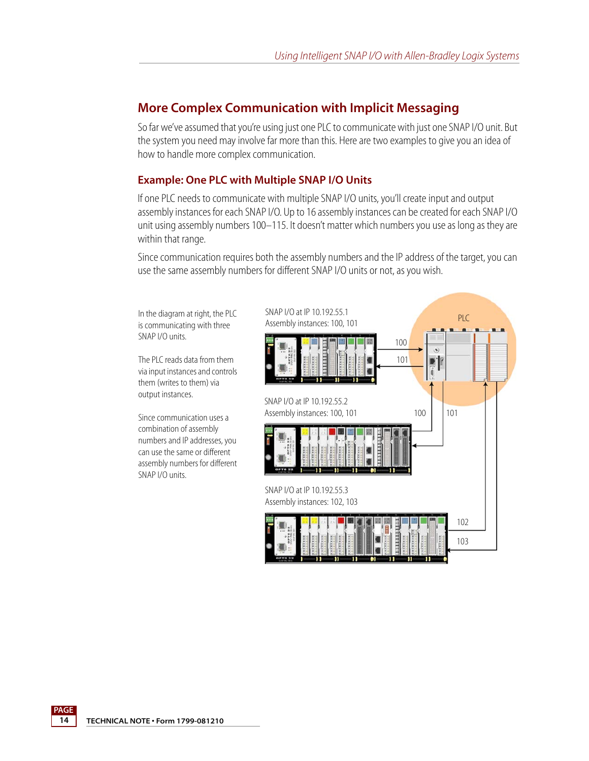## More Complex Communication with Implicit Messaging

So far we've assumed that you're using just one PLC to communicate with just one SNAP I/O unit. But the system you need may involve far more than this. Here are two examples to give you an idea of how to handle more complex communication.

### Example: One PLC with Multiple SNAP I/O Units

If one PLC needs to communicate with multiple SNAP I/O units, you'll create input and output assembly instances for each SNAP I/O. Up to 16 assembly instances can be created for each SNAP I/O unit using assembly numbers 100–115. It doesn't matter which numbers you use as long as they are within that range.

Since communication requires both the assembly numbers and the IP address of the target, you can use the same assembly numbers for different SNAP I/O units or not, as you wish.

In the diagram at right, the PLC is communicating with three SNAP I/O units.

The PLC reads data from them via input instances and controls them (writes to them) via output instances.

Since communication uses a combination of assembly numbers and IP addresses, you can use the same or different assembly numbers for different SNAP I/O units.

SNAP I/O at IP 10.192.55.1
Assembly instances: 100, 101

SNAP I/O at IP 10.192.55.2
Assembly instances: 100, 101

SNAP I/O at IP 10.192.55.3
Assembly instances: 102, 103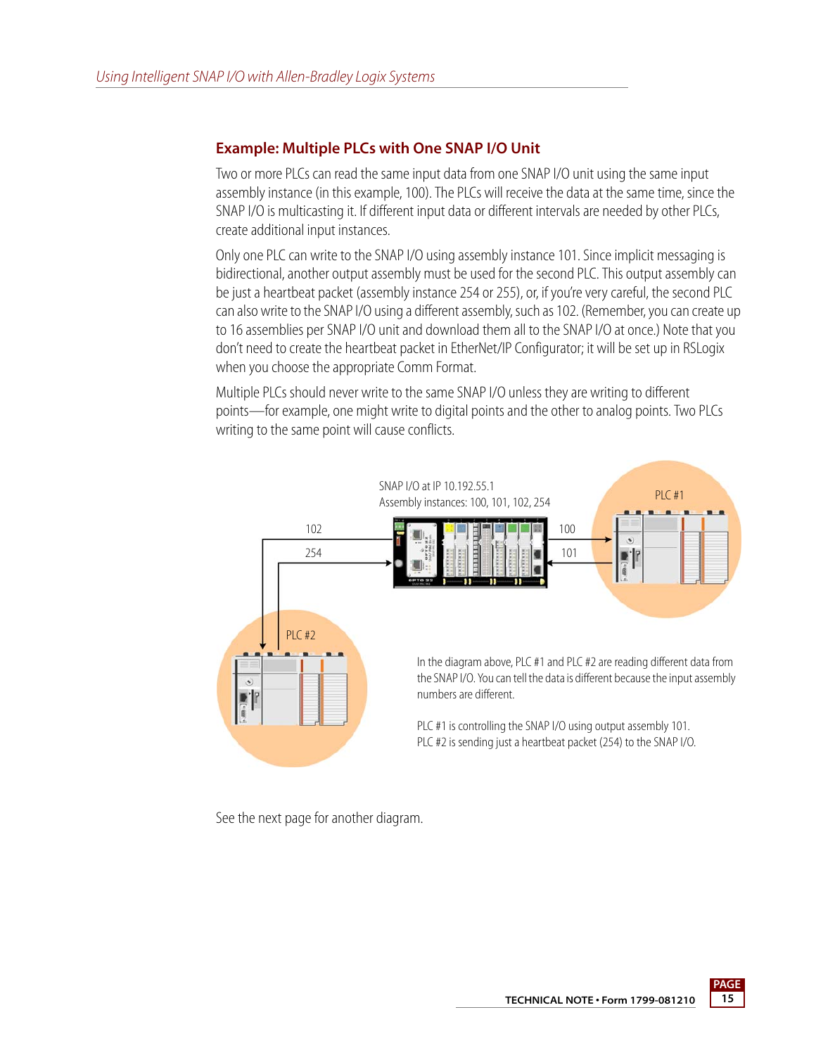## Example: Multiple PLCs with One SNAP I/O Unit

Two or more PLCs can read the same input data from one SNAP I/O unit using the same input assembly instance (in this example, 100). The PLCs will receive the data at the same time, since the SNAP I/O is multicasting it. If different input data or different intervals are needed by other PLCs, create additional input instances.

Only one PLC can write to the SNAP I/O using assembly instance 101. Since implicit messaging is bidirectional, another output assembly must be used for the second PLC. This output assembly can be just a heartbeat packet (assembly instance 254 or 255), or, if you're very careful, the second PLC can also write to the SNAP I/O using a different assembly, such as 102. (Remember, you can create up to 16 assemblies per SNAP I/O unit and download them all to the SNAP I/O at once.) Note that you don't need to create the heartbeat packet in EtherNet/IP Configurator; it will be set up in RSLogix when you choose the appropriate Comm Format.

Multiple PLCs should never write to the same SNAP I/O unless they are writing to different points—for example, one might write to digital points and the other to analog points. Two PLCs writing to the same point will cause conflicts.

SNAP I/O at IP 10.192.55.1
Assembly instances: 100, 101, 102, 254

PLC #1

102

254

100

101

PLC #2

In the diagram above, PLC #1 and PLC #2 are reading different data from the SNAP I/O. You can tell the data is different because the input assembly numbers are different.

PLC #1 is controlling the SNAP I/O using output assembly 101.
PLC #2 is sending just a heartbeat packet (254) to the SNAP I/O.

See the next page for another diagram.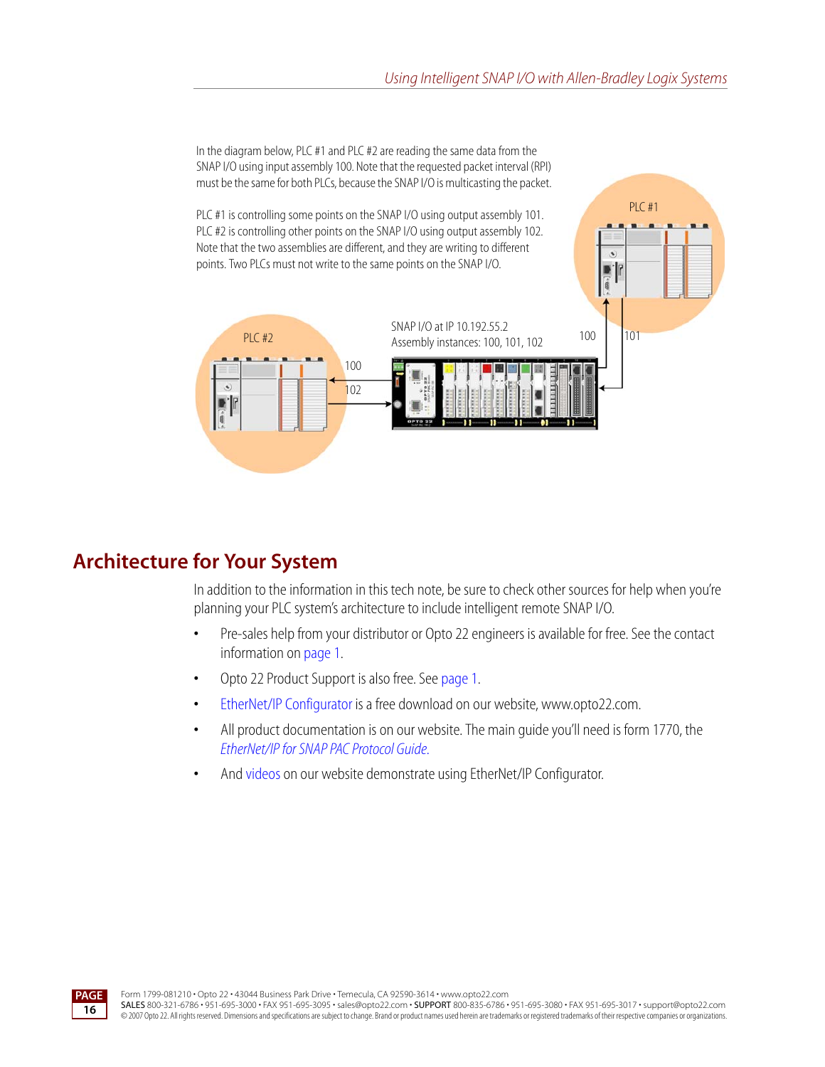In the diagram below, PLC #1 and PLC #2 are reading the same data from the SNAP I/O using input assembly 100. Note that the requested packet interval (RPI) must be the same for both PLCs, because the SNAP I/O is multicasting the packet.

PLC #1 is controlling some points on the SNAP I/O using output assembly 101. PLC #2 is controlling other points on the SNAP I/O using output assembly 102. Note that the two assemblies are different, and they are writing to different points. Two PLCs must not write to the same points on the SNAP I/O.

PLC #1

PLC #2

SNAP I/O at IP 10.192.55.2
Assembly instances: 100, 101, 102

100

101

100

102

## Architecture for Your System

In addition to the information in this tech note, be sure to check other sources for help when you're planning your PLC system's architecture to include intelligent remote SNAP I/O.

- Pre-sales help from your distributor or Opto 22 engineers is available for free. See the contact information on page 1.
- Opto 22 Product Support is also free. See page 1.
- EtherNet/IP Configurator is a free download on our website, www.opto22.com.
- All product documentation is on our website. The main guide you'll need is form 1770, the *EtherNet/IP for SNAP PAC Protocol Guide.*
- And videos on our website demonstrate using EtherNet/IP Configurator.